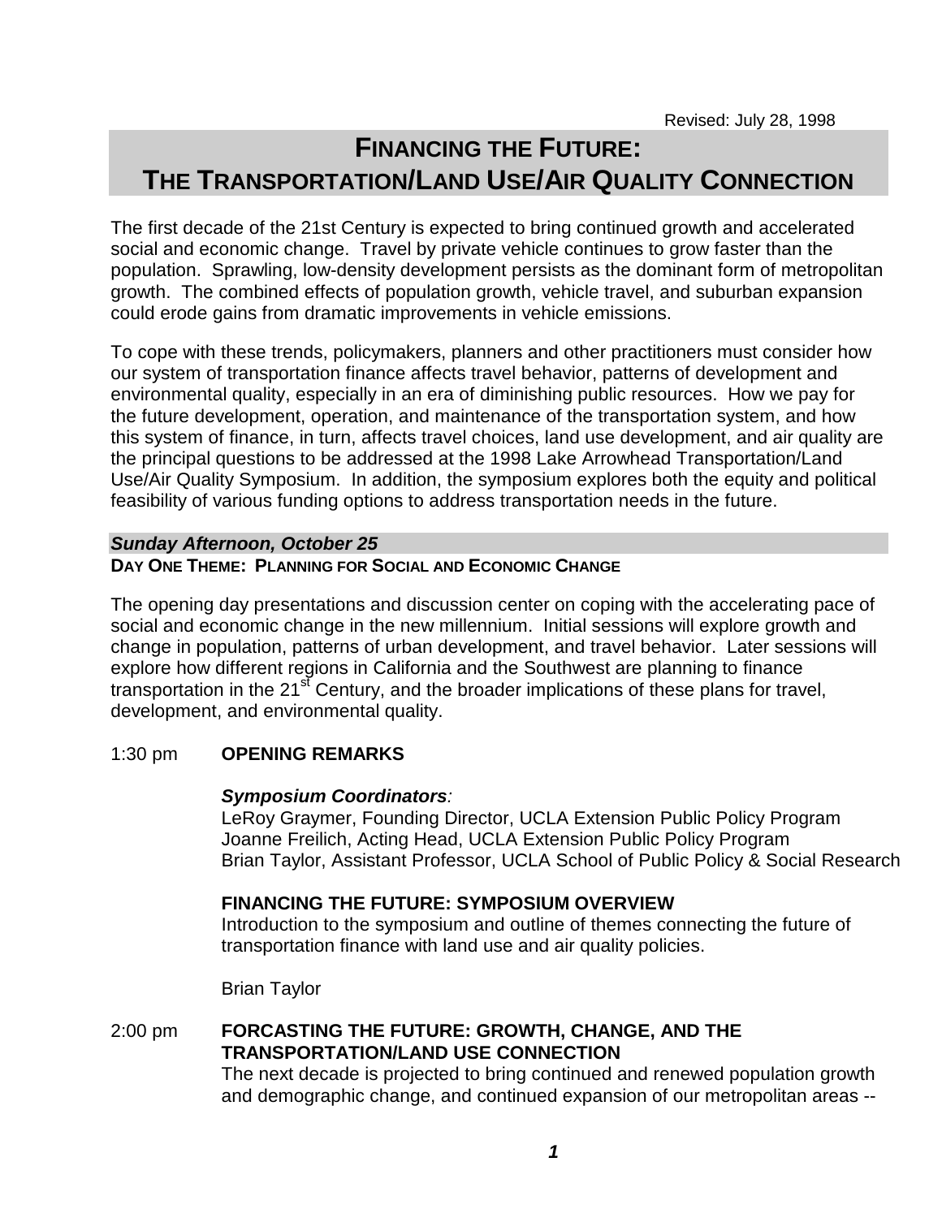Revised: July 28, 1998

# FINANCING THE FUTURE: THE TRANSPORTATION/LAND USE/AIR QUALITY CONNECTION

The first decade of the 21st Century is expected to bring continued growth and accelerated social and economic change. Travel by private vehicle continues to grow faster than the population. Sprawling, low-density development persists as the dominant form of metropolitan growth. The combined effects of population growth, vehicle travel, and suburban expansion could erode gains from dramatic improvements in vehicle emissions.

To cope with these trends, policymakers, planners and other practitioners must consider how our system of transportation finance affects travel behavior, patterns of development and environmental quality, especially in an era of diminishing public resources. How we pay for the future development, operation, and maintenance of the transportation system, and how this system of finance, in turn, affects travel choices, land use development, and air quality are the principal questions to be addressed at the 1998 Lake Arrowhead Transportation/Land Use/Air Quality Symposium. In addition, the symposium explores both the equity and political feasibility of various funding options to address transportation needs in the future.

## *Sunday Afternoon, October 25*

### DAY ONE THEME: PLANNING FOR SOCIAL AND ECONOMIC CHANGE

The opening day presentations and discussion center on coping with the accelerating pace of social and economic change in the new millennium. Initial sessions will explore growth and change in population, patterns of urban development, and travel behavior. Later sessions will explore how different regions in California and the Southwest are planning to finance transportation in the 21st Century, and the broader implications of these plans for travel, development, and environmental quality.

1:30 pm **OPENING REMARKS**

***Symposium Coordinators***:
LeRoy Graymer, Founding Director, UCLA Extension Public Policy Program
Joanne Freilich, Acting Head, UCLA Extension Public Policy Program
Brian Taylor, Assistant Professor, UCLA School of Public Policy & Social Research

**FINANCING THE FUTURE: SYMPOSIUM OVERVIEW**
Introduction to the symposium and outline of themes connecting the future of transportation finance with land use and air quality policies.

Brian Taylor

2:00 pm **FORCASTING THE FUTURE: GROWTH, CHANGE, AND THE TRANSPORTATION/LAND USE CONNECTION**
The next decade is projected to bring continued and renewed population growth and demographic change, and continued expansion of our metropolitan areas --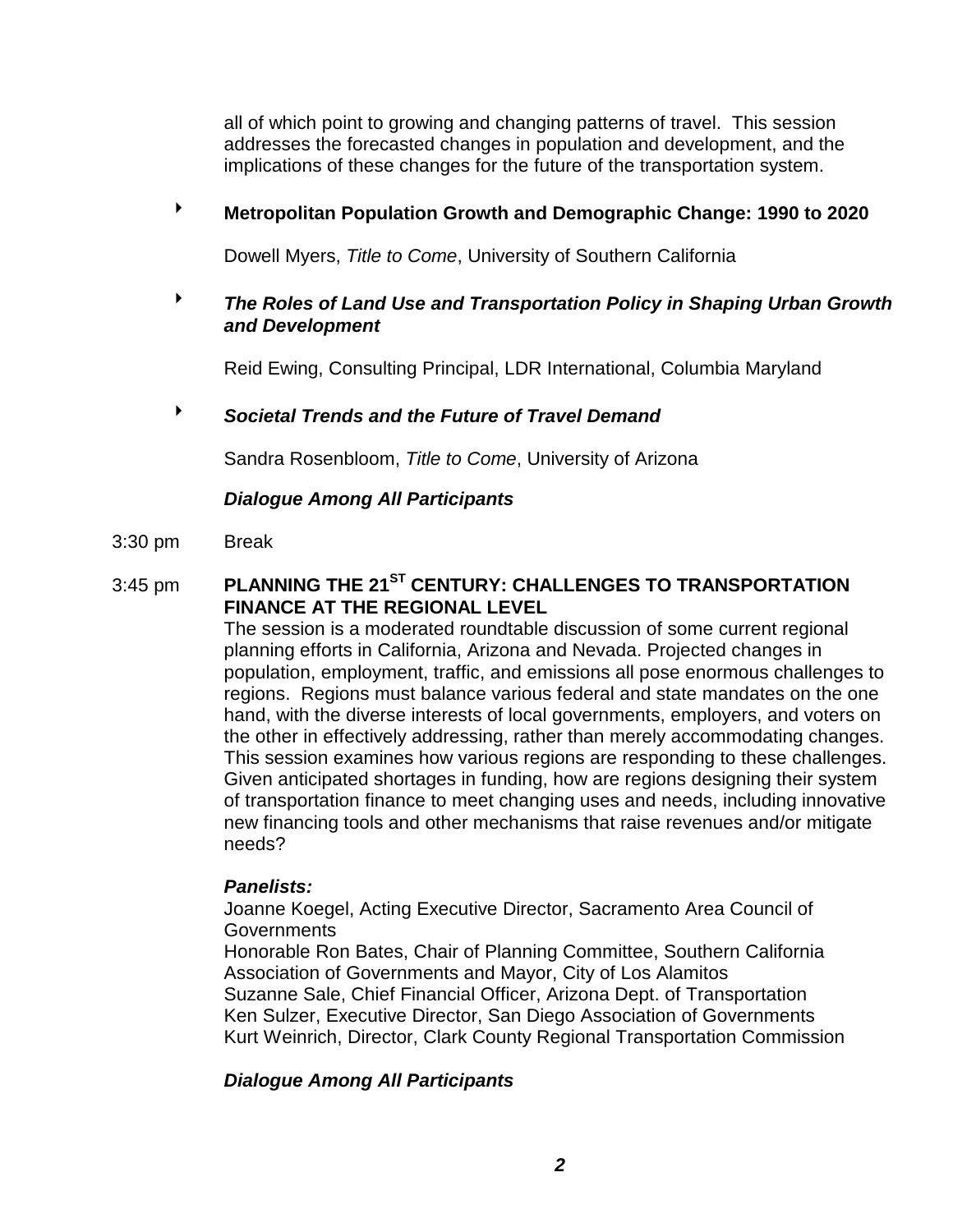all of which point to growing and changing patterns of travel. This session addresses the forecasted changes in population and development, and the implications of these changes for the future of the transportation system.

- **Metropolitan Population Growth and Demographic Change: 1990 to 2020**

  Dowell Myers, *Title to Come*, University of Southern California

- ***The Roles of Land Use and Transportation Policy in Shaping Urban Growth and Development***

  Reid Ewing, Consulting Principal, LDR International, Columbia Maryland

- ***Societal Trends and the Future of Travel Demand***

  Sandra Rosenbloom, *Title to Come*, University of Arizona

***Dialogue Among All Participants***

3:30 pm Break

3:45 pm **PLANNING THE 21ST CENTURY: CHALLENGES TO TRANSPORTATION FINANCE AT THE REGIONAL LEVEL**

The session is a moderated roundtable discussion of some current regional planning efforts in California, Arizona and Nevada. Projected changes in population, employment, traffic, and emissions all pose enormous challenges to regions. Regions must balance various federal and state mandates on the one hand, with the diverse interests of local governments, employers, and voters on the other in effectively addressing, rather than merely accommodating changes. This session examines how various regions are responding to these challenges. Given anticipated shortages in funding, how are regions designing their system of transportation finance to meet changing uses and needs, including innovative new financing tools and other mechanisms that raise revenues and/or mitigate needs?

***Panelists:***

Joanne Koegel, Acting Executive Director, Sacramento Area Council of Governments
Honorable Ron Bates, Chair of Planning Committee, Southern California Association of Governments and Mayor, City of Los Alamitos
Suzanne Sale, Chief Financial Officer, Arizona Dept. of Transportation
Ken Sulzer, Executive Director, San Diego Association of Governments
Kurt Weinrich, Director, Clark County Regional Transportation Commission

***Dialogue Among All Participants***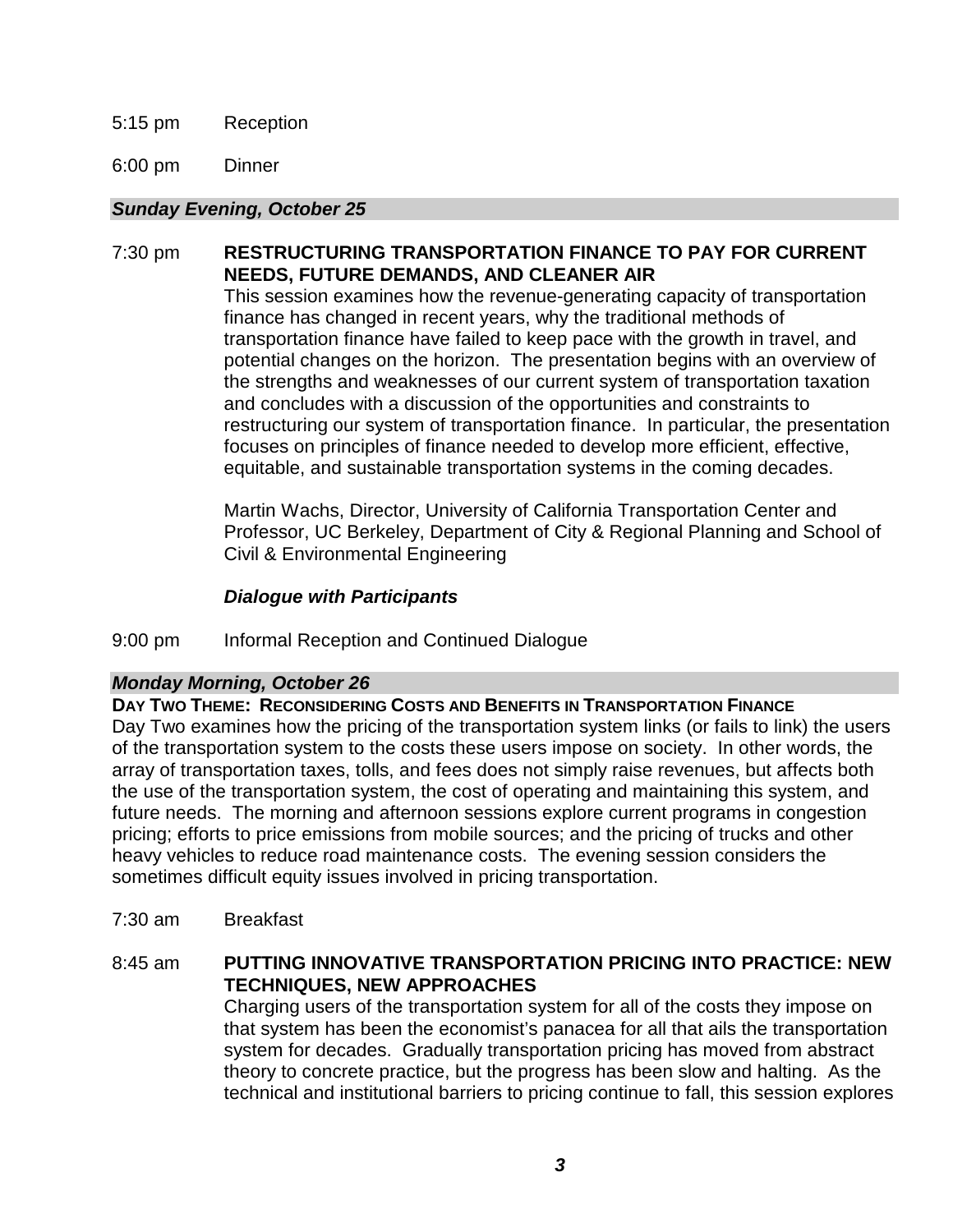5:15 pm Reception

6:00 pm Dinner

### *Sunday Evening, October 25*

7:30 pm **RESTRUCTURING TRANSPORTATION FINANCE TO PAY FOR CURRENT NEEDS, FUTURE DEMANDS, AND CLEANER AIR**

This session examines how the revenue-generating capacity of transportation finance has changed in recent years, why the traditional methods of transportation finance have failed to keep pace with the growth in travel, and potential changes on the horizon. The presentation begins with an overview of the strengths and weaknesses of our current system of transportation taxation and concludes with a discussion of the opportunities and constraints to restructuring our system of transportation finance. In particular, the presentation focuses on principles of finance needed to develop more efficient, effective, equitable, and sustainable transportation systems in the coming decades.

Martin Wachs, Director, University of California Transportation Center and Professor, UC Berkeley, Department of City & Regional Planning and School of Civil & Environmental Engineering

***Dialogue with Participants***

9:00 pm Informal Reception and Continued Dialogue

### *Monday Morning, October 26*

**DAY TWO THEME: RECONSIDERING COSTS AND BENEFITS IN TRANSPORTATION FINANCE**

Day Two examines how the pricing of the transportation system links (or fails to link) the users of the transportation system to the costs these users impose on society. In other words, the array of transportation taxes, tolls, and fees does not simply raise revenues, but affects both the use of the transportation system, the cost of operating and maintaining this system, and future needs. The morning and afternoon sessions explore current programs in congestion pricing; efforts to price emissions from mobile sources; and the pricing of trucks and other heavy vehicles to reduce road maintenance costs. The evening session considers the sometimes difficult equity issues involved in pricing transportation.

7:30 am Breakfast

8:45 am **PUTTING INNOVATIVE TRANSPORTATION PRICING INTO PRACTICE: NEW TECHNIQUES, NEW APPROACHES**

Charging users of the transportation system for all of the costs they impose on that system has been the economist's panacea for all that ails the transportation system for decades. Gradually transportation pricing has moved from abstract theory to concrete practice, but the progress has been slow and halting. As the technical and institutional barriers to pricing continue to fall, this session explores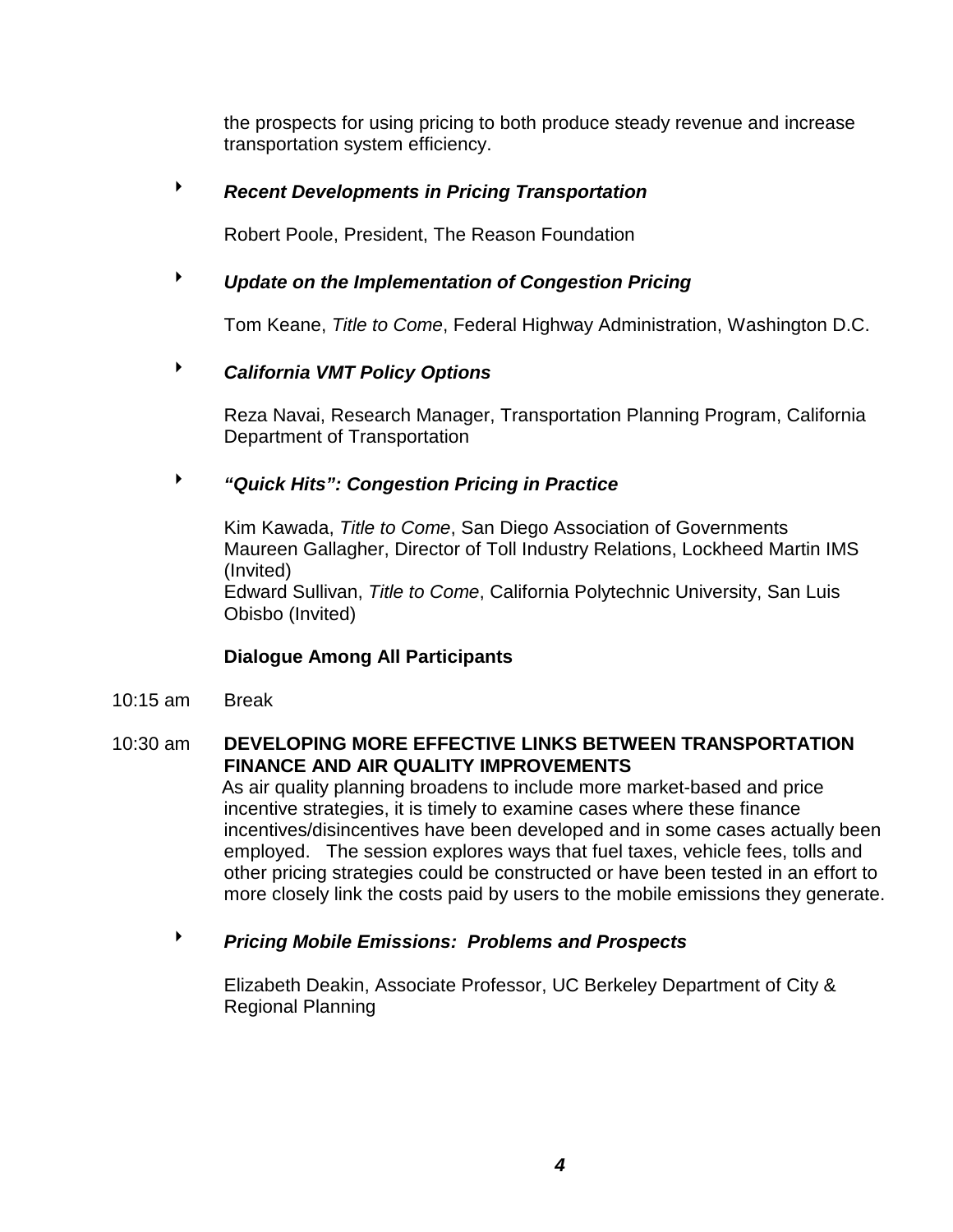the prospects for using pricing to both produce steady revenue and increase transportation system efficiency.

- ***Recent Developments in Pricing Transportation***

  Robert Poole, President, The Reason Foundation

- ***Update on the Implementation of Congestion Pricing***

  Tom Keane, *Title to Come*, Federal Highway Administration, Washington D.C.

- ***California VMT Policy Options***

  Reza Navai, Research Manager, Transportation Planning Program, California Department of Transportation

- ***"Quick Hits": Congestion Pricing in Practice***

  Kim Kawada, *Title to Come*, San Diego Association of Governments
  Maureen Gallagher, Director of Toll Industry Relations, Lockheed Martin IMS (Invited)
  Edward Sullivan, *Title to Come*, California Polytechnic University, San Luis Obisbo (Invited)

**Dialogue Among All Participants**

10:15 am Break

10:30 am **DEVELOPING MORE EFFECTIVE LINKS BETWEEN TRANSPORTATION FINANCE AND AIR QUALITY IMPROVEMENTS**

As air quality planning broadens to include more market-based and price incentive strategies, it is timely to examine cases where these finance incentives/disincentives have been developed and in some cases actually been employed. The session explores ways that fuel taxes, vehicle fees, tolls and other pricing strategies could be constructed or have been tested in an effort to more closely link the costs paid by users to the mobile emissions they generate.

- ***Pricing Mobile Emissions: Problems and Prospects***

  Elizabeth Deakin, Associate Professor, UC Berkeley Department of City & Regional Planning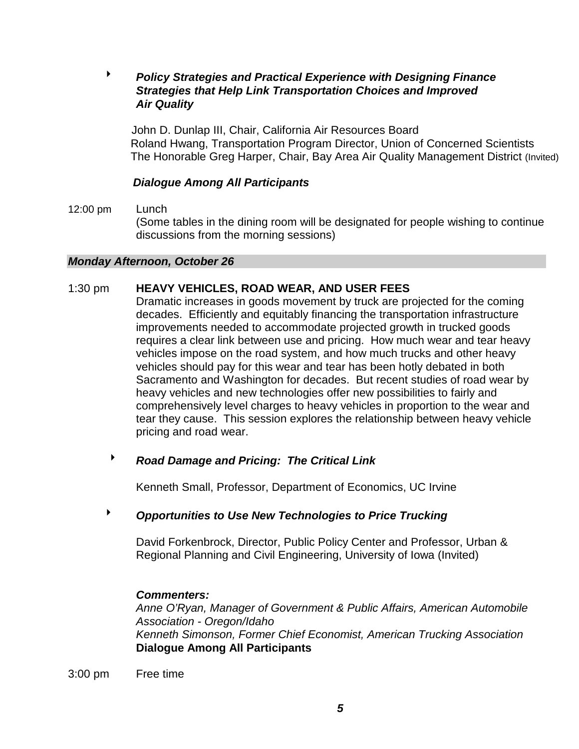- ***Policy Strategies and Practical Experience with Designing Finance Strategies that Help Link Transportation Choices and Improved Air Quality***

  John D. Dunlap III, Chair, California Air Resources Board
  Roland Hwang, Transportation Program Director, Union of Concerned Scientists
  The Honorable Greg Harper, Chair, Bay Area Air Quality Management District (Invited)

  ***Dialogue Among All Participants***

12:00 pm Lunch
(Some tables in the dining room will be designated for people wishing to continue discussions from the morning sessions)

***Monday Afternoon, October 26***

1:30 pm **HEAVY VEHICLES, ROAD WEAR, AND USER FEES**

Dramatic increases in goods movement by truck are projected for the coming decades. Efficiently and equitably financing the transportation infrastructure improvements needed to accommodate projected growth in trucked goods requires a clear link between use and pricing. How much wear and tear heavy vehicles impose on the road system, and how much trucks and other heavy vehicles should pay for this wear and tear has been hotly debated in both Sacramento and Washington for decades. But recent studies of road wear by heavy vehicles and new technologies offer new possibilities to fairly and comprehensively level charges to heavy vehicles in proportion to the wear and tear they cause. This session explores the relationship between heavy vehicle pricing and road wear.

- ***Road Damage and Pricing: The Critical Link***

  Kenneth Small, Professor, Department of Economics, UC Irvine

- ***Opportunities to Use New Technologies to Price Trucking***

  David Forkenbrock, Director, Public Policy Center and Professor, Urban & Regional Planning and Civil Engineering, University of Iowa (Invited)

  ***Commenters:***
  *Anne O'Ryan, Manager of Government & Public Affairs, American Automobile Association - Oregon/Idaho*
  *Kenneth Simonson, Former Chief Economist, American Trucking Association*
  **Dialogue Among All Participants**

3:00 pm Free time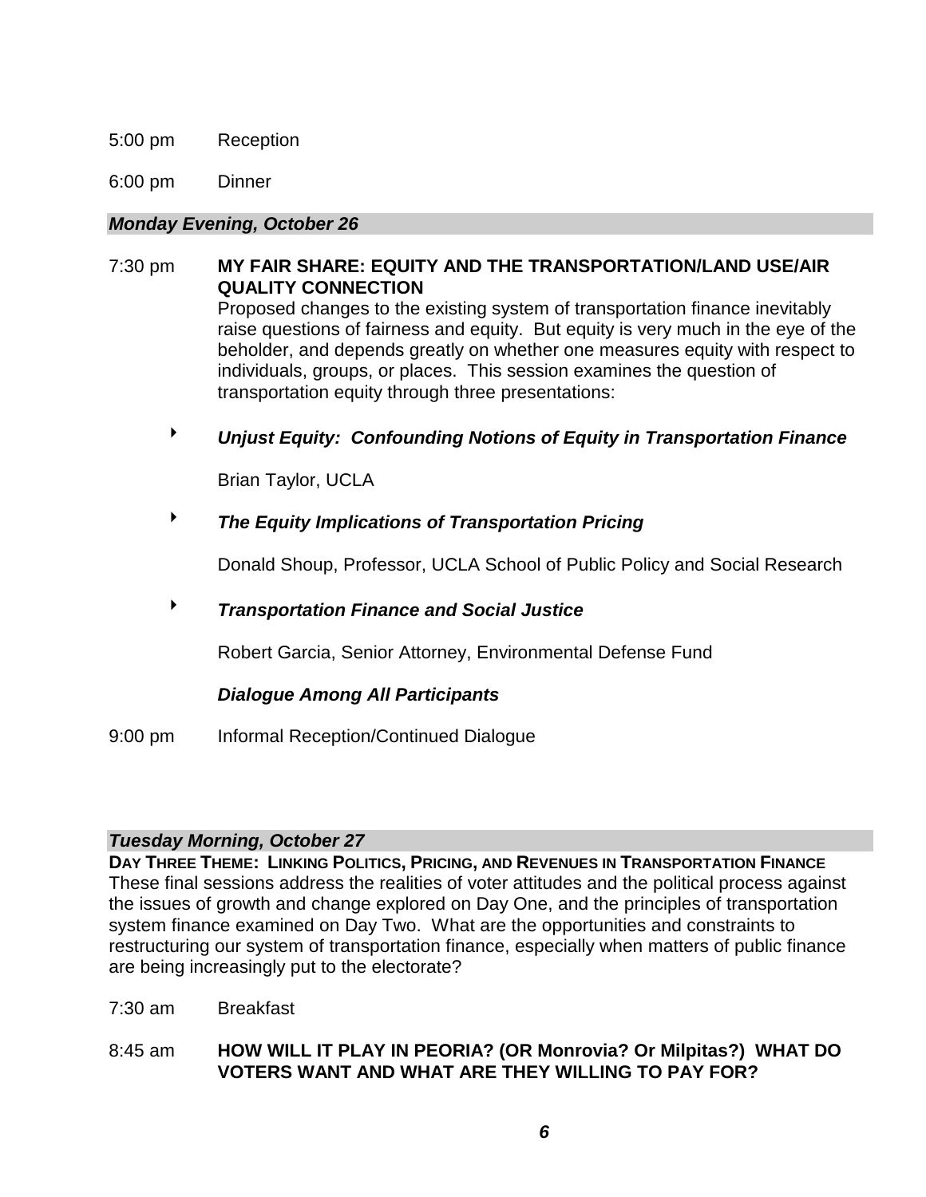5:00 pm Reception

6:00 pm Dinner

### *Monday Evening, October 26*

7:30 pm **MY FAIR SHARE: EQUITY AND THE TRANSPORTATION/LAND USE/AIR QUALITY CONNECTION**

Proposed changes to the existing system of transportation finance inevitably raise questions of fairness and equity. But equity is very much in the eye of the beholder, and depends greatly on whether one measures equity with respect to individuals, groups, or places. This session examines the question of transportation equity through three presentations:

- ***Unjust Equity: Confounding Notions of Equity in Transportation Finance***

  Brian Taylor, UCLA

- ***The Equity Implications of Transportation Pricing***

  Donald Shoup, Professor, UCLA School of Public Policy and Social Research

- ***Transportation Finance and Social Justice***

  Robert Garcia, Senior Attorney, Environmental Defense Fund

***Dialogue Among All Participants***

9:00 pm Informal Reception/Continued Dialogue

### *Tuesday Morning, October 27*

**DAY THREE THEME: LINKING POLITICS, PRICING, AND REVENUES IN TRANSPORTATION FINANCE**

These final sessions address the realities of voter attitudes and the political process against the issues of growth and change explored on Day One, and the principles of transportation system finance examined on Day Two. What are the opportunities and constraints to restructuring our system of transportation finance, especially when matters of public finance are being increasingly put to the electorate?

7:30 am Breakfast

8:45 am **HOW WILL IT PLAY IN PEORIA? (OR Monrovia? Or Milpitas?) WHAT DO VOTERS WANT AND WHAT ARE THEY WILLING TO PAY FOR?**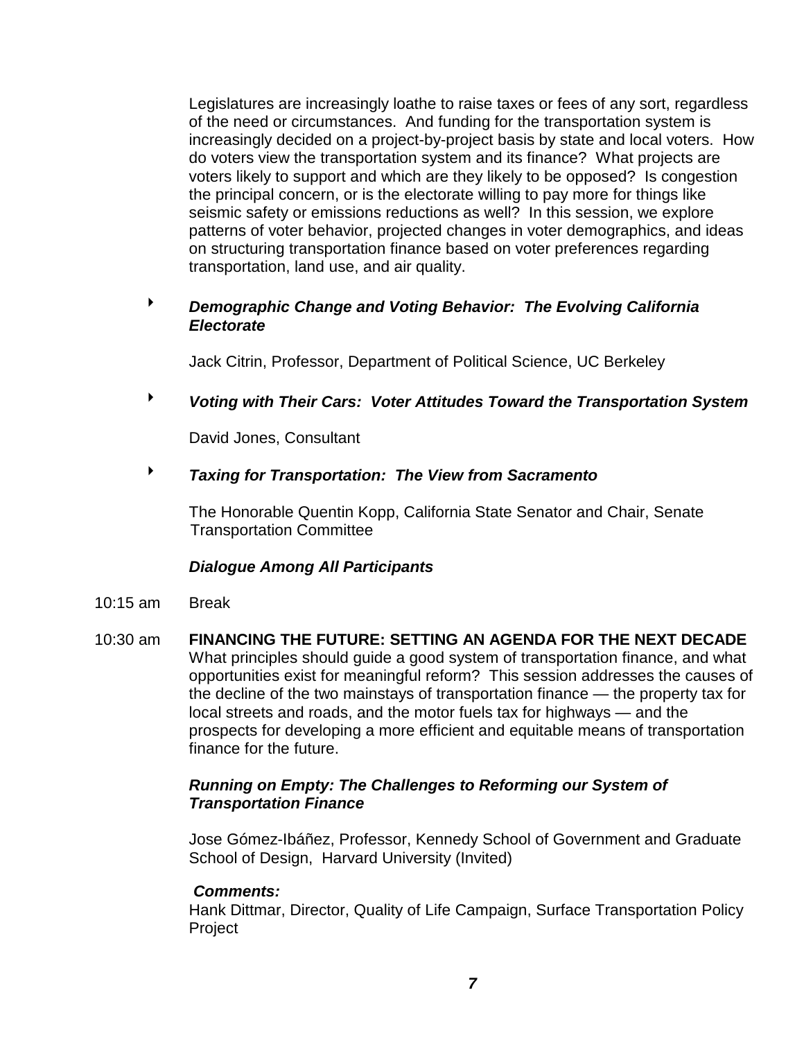Legislatures are increasingly loathe to raise taxes or fees of any sort, regardless of the need or circumstances. And funding for the transportation system is increasingly decided on a project-by-project basis by state and local voters. How do voters view the transportation system and its finance? What projects are voters likely to support and which are they likely to be opposed? Is congestion the principal concern, or is the electorate willing to pay more for things like seismic safety or emissions reductions as well? In this session, we explore patterns of voter behavior, projected changes in voter demographics, and ideas on structuring transportation finance based on voter preferences regarding transportation, land use, and air quality.

- ***Demographic Change and Voting Behavior: The Evolving California Electorate***

  Jack Citrin, Professor, Department of Political Science, UC Berkeley

- ***Voting with Their Cars: Voter Attitudes Toward the Transportation System***

  David Jones, Consultant

- ***Taxing for Transportation: The View from Sacramento***

  The Honorable Quentin Kopp, California State Senator and Chair, Senate Transportation Committee

***Dialogue Among All Participants***

10:15 am Break

10:30 am **FINANCING THE FUTURE: SETTING AN AGENDA FOR THE NEXT DECADE**

What principles should guide a good system of transportation finance, and what opportunities exist for meaningful reform? This session addresses the causes of the decline of the two mainstays of transportation finance — the property tax for local streets and roads, and the motor fuels tax for highways — and the prospects for developing a more efficient and equitable means of transportation finance for the future.

***Running on Empty: The Challenges to Reforming our System of Transportation Finance***

Jose Gómez-Ibáñez, Professor, Kennedy School of Government and Graduate School of Design, Harvard University (Invited)

***Comments:***
Hank Dittmar, Director, Quality of Life Campaign, Surface Transportation Policy Project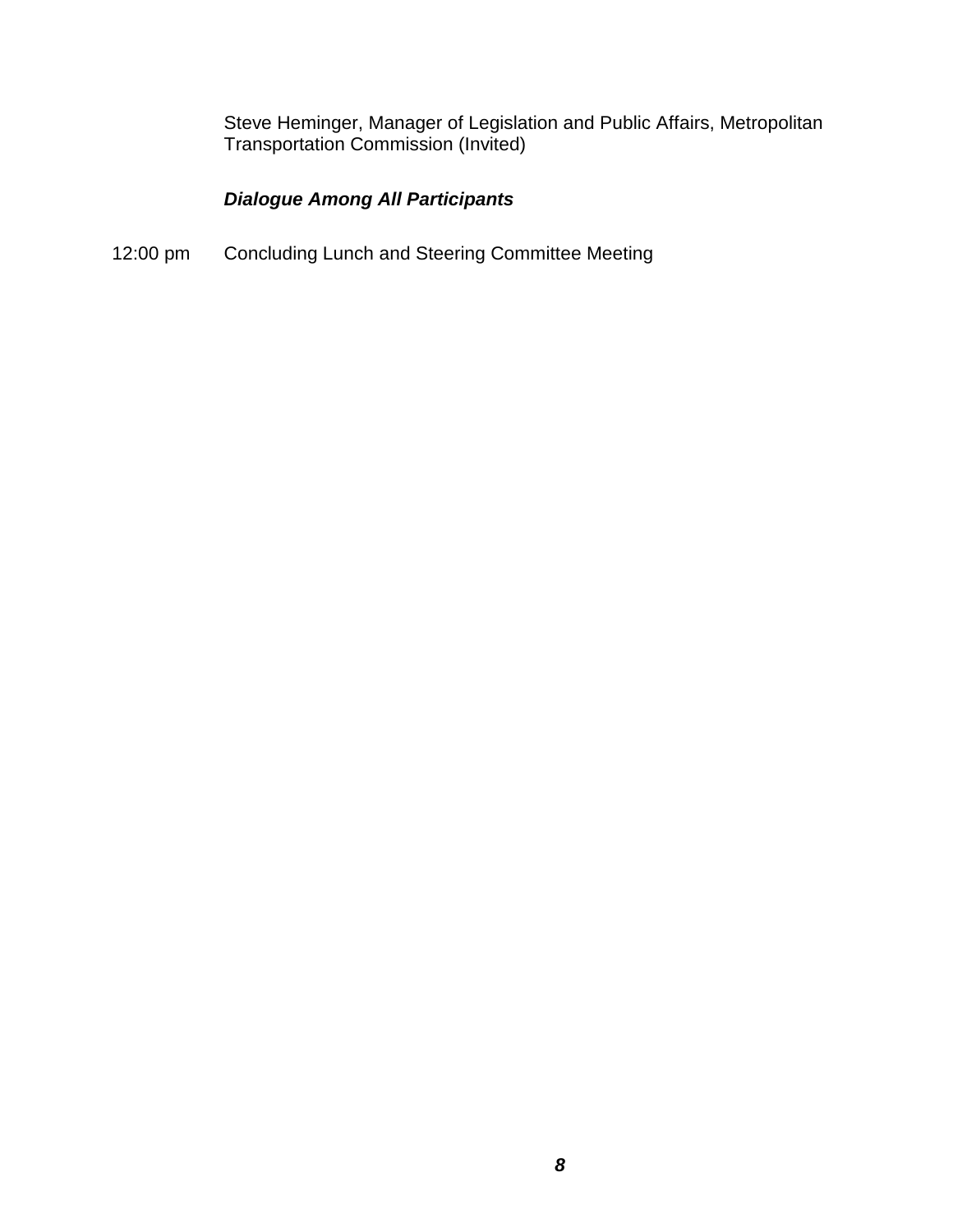Steve Heminger, Manager of Legislation and Public Affairs, Metropolitan Transportation Commission (Invited)

***Dialogue Among All Participants***

12:00 pm Concluding Lunch and Steering Committee Meeting